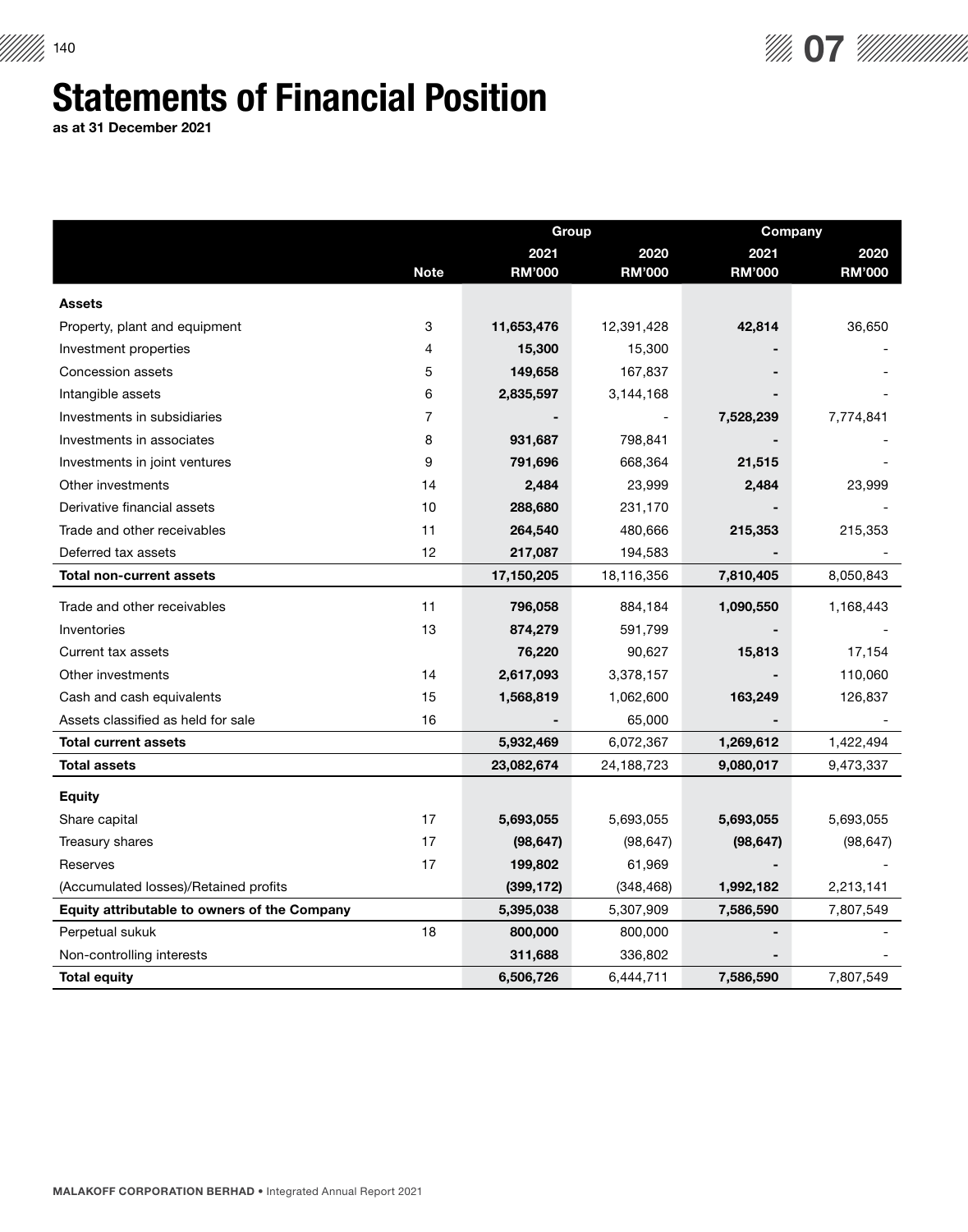# Statements of Financial Position

**as at 31 December 2021**

| | | Group | | Company | |
|---|---|---|---|---|---|
| | | 2021 | 2020 | 2021 | 2020 |
| | Note | RM'000 | RM'000 | RM'000 | RM'000 |
| **Assets** | | | | | |
| Property, plant and equipment | 3 | **11,653,476** | 12,391,428 | **42,814** | 36,650 |
| Investment properties | 4 | **15,300** | 15,300 | **-** | - |
| Concession assets | 5 | **149,658** | 167,837 | **-** | - |
| Intangible assets | 6 | **2,835,597** | 3,144,168 | **-** | - |
| Investments in subsidiaries | 7 | **-** | - | **7,528,239** | 7,774,841 |
| Investments in associates | 8 | **931,687** | 798,841 | **-** | - |
| Investments in joint ventures | 9 | **791,696** | 668,364 | **21,515** | - |
| Other investments | 14 | **2,484** | 23,999 | **2,484** | 23,999 |
| Derivative financial assets | 10 | **288,680** | 231,170 | **-** | - |
| Trade and other receivables | 11 | **264,540** | 480,666 | **215,353** | 215,353 |
| Deferred tax assets | 12 | **217,087** | 194,583 | **-** | - |
| **Total non-current assets** | | **17,150,205** | 18,116,356 | **7,810,405** | 8,050,843 |
| Trade and other receivables | 11 | **796,058** | 884,184 | **1,090,550** | 1,168,443 |
| Inventories | 13 | **874,279** | 591,799 | **-** | - |
| Current tax assets | | **76,220** | 90,627 | **15,813** | 17,154 |
| Other investments | 14 | **2,617,093** | 3,378,157 | **-** | 110,060 |
| Cash and cash equivalents | 15 | **1,568,819** | 1,062,600 | **163,249** | 126,837 |
| Assets classified as held for sale | 16 | **-** | 65,000 | **-** | - |
| **Total current assets** | | **5,932,469** | 6,072,367 | **1,269,612** | 1,422,494 |
| **Total assets** | | **23,082,674** | 24,188,723 | **9,080,017** | 9,473,337 |
| **Equity** | | | | | |
| Share capital | 17 | **5,693,055** | 5,693,055 | **5,693,055** | 5,693,055 |
| Treasury shares | 17 | **(98,647)** | (98,647) | **(98,647)** | (98,647) |
| Reserves | 17 | **199,802** | 61,969 | **-** | - |
| (Accumulated losses)/Retained profits | | **(399,172)** | (348,468) | **1,992,182** | 2,213,141 |
| **Equity attributable to owners of the Company** | | **5,395,038** | 5,307,909 | **7,586,590** | 7,807,549 |
| Perpetual sukuk | 18 | **800,000** | 800,000 | **-** | - |
| Non-controlling interests | | **311,688** | 336,802 | **-** | - |
| **Total equity** | | **6,506,726** | 6,444,711 | **7,586,590** | 7,807,549 |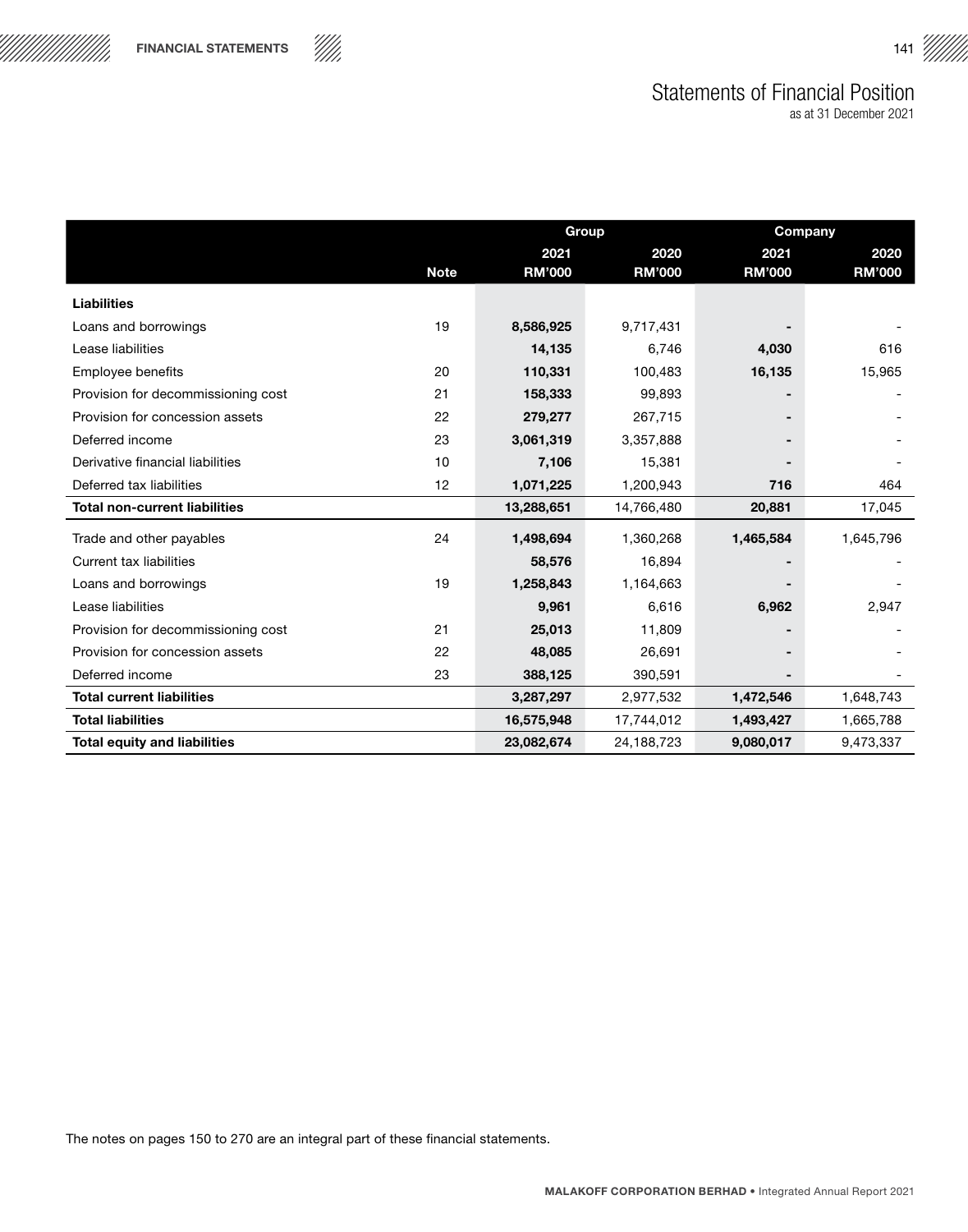# Statements of Financial Position

as at 31 December 2021

| | | Group | | Company | |
|---|---|---|---|---|---|
| | | 2021 | 2020 | 2021 | 2020 |
| | Note | RM'000 | RM'000 | RM'000 | RM'000 |
| **Liabilities** | | | | | |
| Loans and borrowings | 19 | **8,586,925** | 9,717,431 | **-** | - |
| Lease liabilities | | **14,135** | 6,746 | **4,030** | 616 |
| Employee benefits | 20 | **110,331** | 100,483 | **16,135** | 15,965 |
| Provision for decommissioning cost | 21 | **158,333** | 99,893 | **-** | - |
| Provision for concession assets | 22 | **279,277** | 267,715 | **-** | - |
| Deferred income | 23 | **3,061,319** | 3,357,888 | **-** | - |
| Derivative financial liabilities | 10 | **7,106** | 15,381 | **-** | - |
| Deferred tax liabilities | 12 | **1,071,225** | 1,200,943 | **716** | 464 |
| **Total non-current liabilities** | | **13,288,651** | 14,766,480 | **20,881** | 17,045 |
| Trade and other payables | 24 | **1,498,694** | 1,360,268 | **1,465,584** | 1,645,796 |
| Current tax liabilities | | **58,576** | 16,894 | **-** | - |
| Loans and borrowings | 19 | **1,258,843** | 1,164,663 | **-** | - |
| Lease liabilities | | **9,961** | 6,616 | **6,962** | 2,947 |
| Provision for decommissioning cost | 21 | **25,013** | 11,809 | **-** | - |
| Provision for concession assets | 22 | **48,085** | 26,691 | **-** | - |
| Deferred income | 23 | **388,125** | 390,591 | **-** | - |
| **Total current liabilities** | | **3,287,297** | 2,977,532 | **1,472,546** | 1,648,743 |
| **Total liabilities** | | **16,575,948** | 17,744,012 | **1,493,427** | 1,665,788 |
| **Total equity and liabilities** | | **23,082,674** | 24,188,723 | **9,080,017** | 9,473,337 |

The notes on pages 150 to 270 are an integral part of these financial statements.